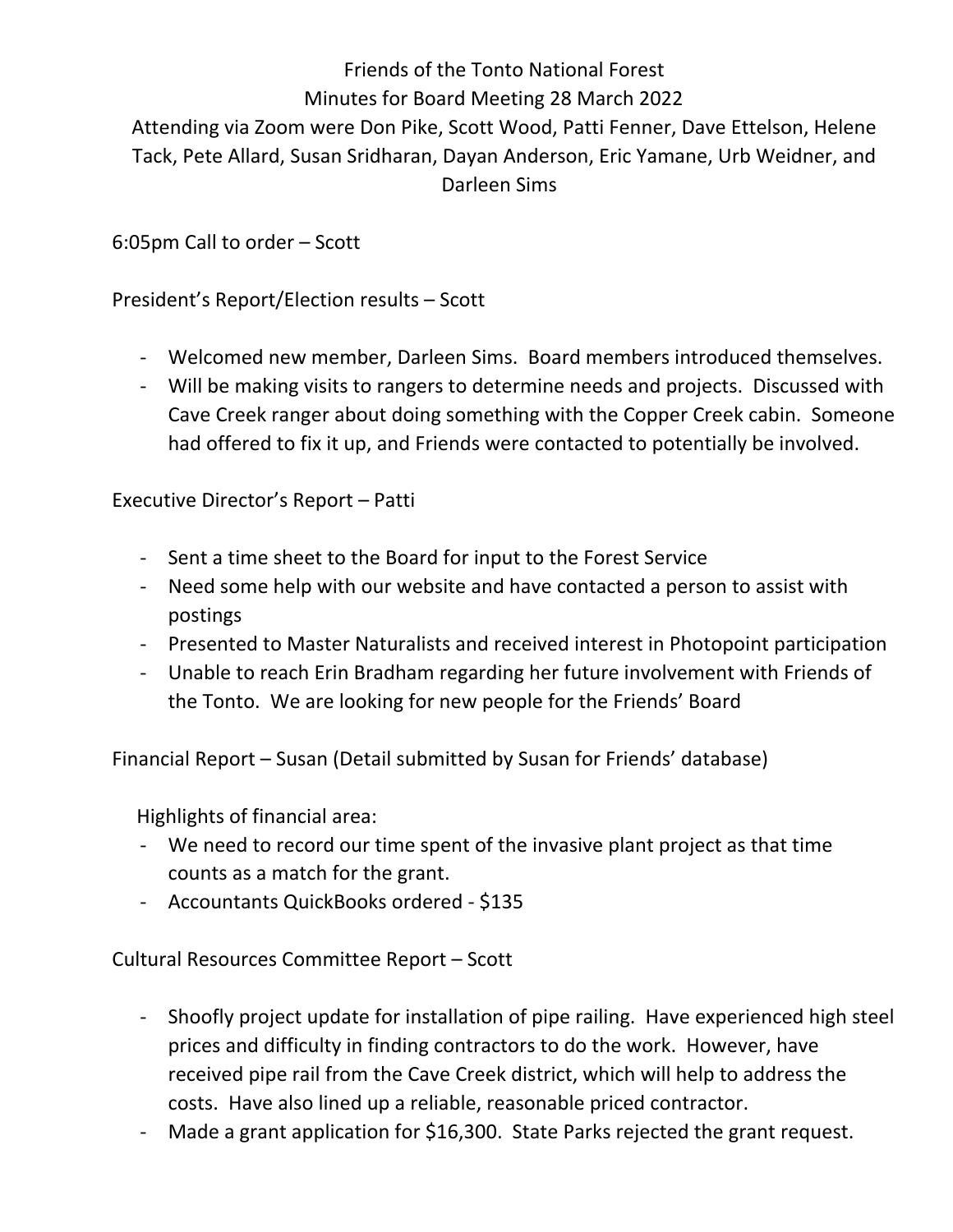Friends of the Tonto National Forest

Minutes for Board Meeting 28 March 2022

Attending via Zoom were Don Pike, Scott Wood, Patti Fenner, Dave Ettelson, Helene Tack, Pete Allard, Susan Sridharan, Dayan Anderson, Eric Yamane, Urb Weidner, and Darleen Sims

6:05pm Call to order – Scott

President's Report/Election results – Scott

- Welcomed new member, Darleen Sims. Board members introduced themselves.
- Will be making visits to rangers to determine needs and projects. Discussed with Cave Creek ranger about doing something with the Copper Creek cabin. Someone had offered to fix it up, and Friends were contacted to potentially be involved.

Executive Director's Report – Patti

- Sent a time sheet to the Board for input to the Forest Service
- Need some help with our website and have contacted a person to assist with postings
- Presented to Master Naturalists and received interest in Photopoint participation
- Unable to reach Erin Bradham regarding her future involvement with Friends of the Tonto. We are looking for new people for the Friends' Board

Financial Report – Susan (Detail submitted by Susan for Friends' database)

Highlights of financial area:

- We need to record our time spent of the invasive plant project as that time counts as a match for the grant.
- Accountants QuickBooks ordered - $135

Cultural Resources Committee Report – Scott

- Shoofly project update for installation of pipe railing. Have experienced high steel prices and difficulty in finding contractors to do the work. However, have received pipe rail from the Cave Creek district, which will help to address the costs. Have also lined up a reliable, reasonable priced contractor.
- Made a grant application for $16,300. State Parks rejected the grant request.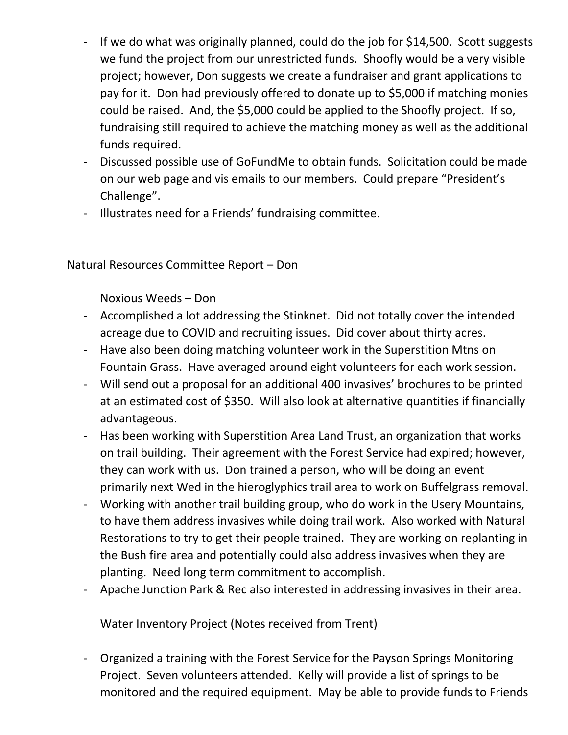- If we do what was originally planned, could do the job for $14,500. Scott suggests we fund the project from our unrestricted funds. Shoofly would be a very visible project; however, Don suggests we create a fundraiser and grant applications to pay for it. Don had previously offered to donate up to $5,000 if matching monies could be raised. And, the $5,000 could be applied to the Shoofly project. If so, fundraising still required to achieve the matching money as well as the additional funds required.
- Discussed possible use of GoFundMe to obtain funds. Solicitation could be made on our web page and vis emails to our members. Could prepare "President's Challenge".
- Illustrates need for a Friends' fundraising committee.

Natural Resources Committee Report – Don

Noxious Weeds – Don

- Accomplished a lot addressing the Stinknet. Did not totally cover the intended acreage due to COVID and recruiting issues. Did cover about thirty acres.
- Have also been doing matching volunteer work in the Superstition Mtns on Fountain Grass. Have averaged around eight volunteers for each work session.
- Will send out a proposal for an additional 400 invasives' brochures to be printed at an estimated cost of $350. Will also look at alternative quantities if financially advantageous.
- Has been working with Superstition Area Land Trust, an organization that works on trail building. Their agreement with the Forest Service had expired; however, they can work with us. Don trained a person, who will be doing an event primarily next Wed in the hieroglyphics trail area to work on Buffelgrass removal.
- Working with another trail building group, who do work in the Usery Mountains, to have them address invasives while doing trail work. Also worked with Natural Restorations to try to get their people trained. They are working on replanting in the Bush fire area and potentially could also address invasives when they are planting. Need long term commitment to accomplish.
- Apache Junction Park & Rec also interested in addressing invasives in their area.

Water Inventory Project (Notes received from Trent)

- Organized a training with the Forest Service for the Payson Springs Monitoring Project. Seven volunteers attended. Kelly will provide a list of springs to be monitored and the required equipment. May be able to provide funds to Friends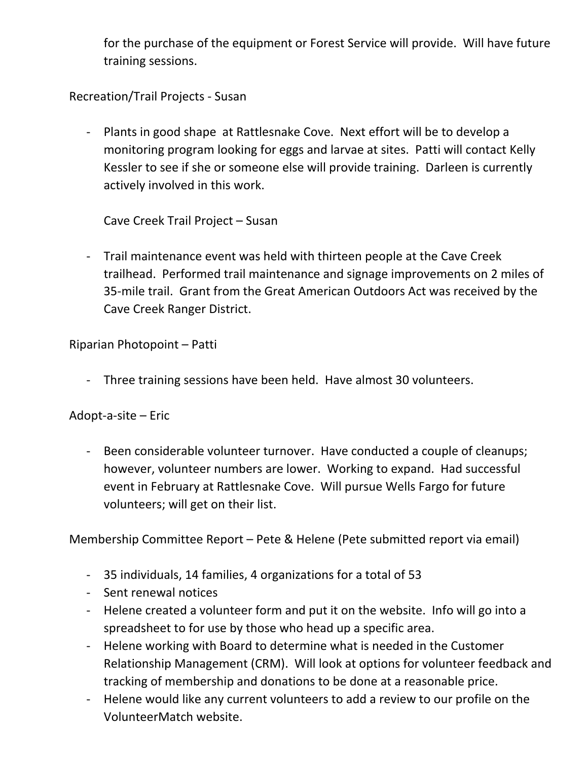for the purchase of the equipment or Forest Service will provide. Will have future training sessions.

Recreation/Trail Projects - Susan

- Plants in good shape at Rattlesnake Cove. Next effort will be to develop a monitoring program looking for eggs and larvae at sites. Patti will contact Kelly Kessler to see if she or someone else will provide training. Darleen is currently actively involved in this work.

  Cave Creek Trail Project – Susan

- Trail maintenance event was held with thirteen people at the Cave Creek trailhead. Performed trail maintenance and signage improvements on 2 miles of 35-mile trail. Grant from the Great American Outdoors Act was received by the Cave Creek Ranger District.

Riparian Photopoint – Patti

- Three training sessions have been held. Have almost 30 volunteers.

Adopt-a-site – Eric

- Been considerable volunteer turnover. Have conducted a couple of cleanups; however, volunteer numbers are lower. Working to expand. Had successful event in February at Rattlesnake Cove. Will pursue Wells Fargo for future volunteers; will get on their list.

Membership Committee Report – Pete & Helene (Pete submitted report via email)

- 35 individuals, 14 families, 4 organizations for a total of 53
- Sent renewal notices
- Helene created a volunteer form and put it on the website. Info will go into a spreadsheet to for use by those who head up a specific area.
- Helene working with Board to determine what is needed in the Customer Relationship Management (CRM). Will look at options for volunteer feedback and tracking of membership and donations to be done at a reasonable price.
- Helene would like any current volunteers to add a review to our profile on the VolunteerMatch website.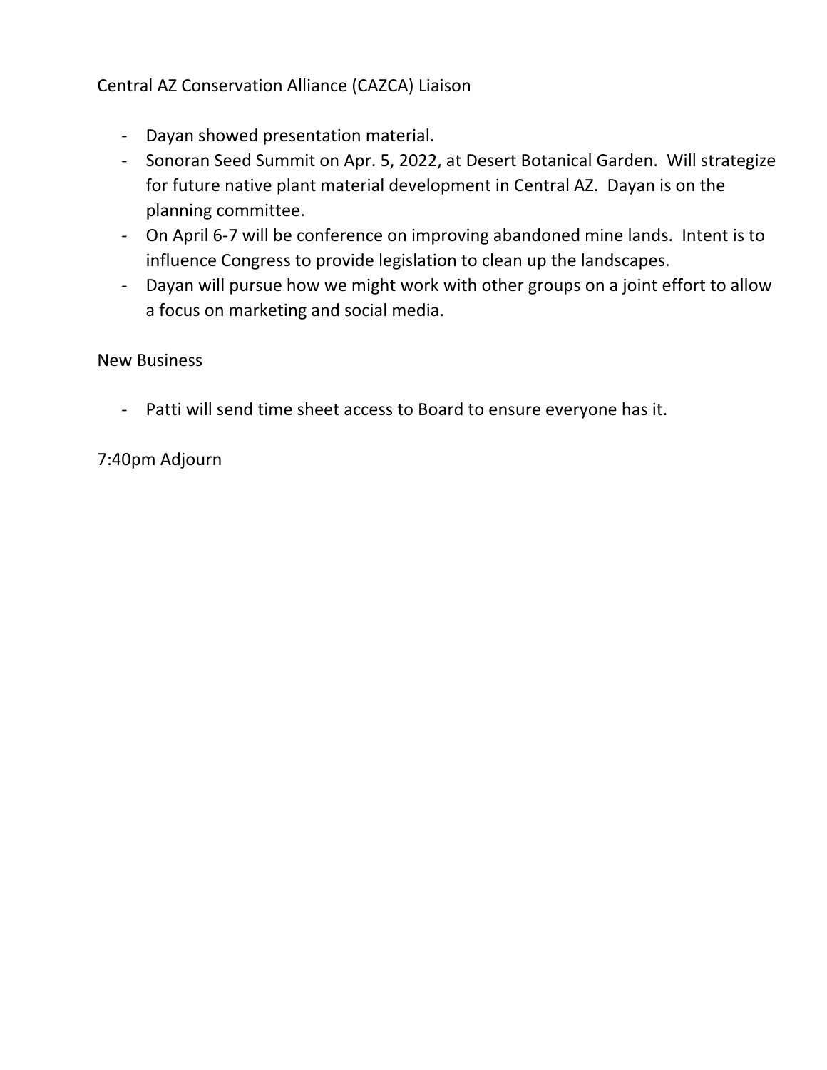Central AZ Conservation Alliance (CAZCA) Liaison

- Dayan showed presentation material.
- Sonoran Seed Summit on Apr. 5, 2022, at Desert Botanical Garden. Will strategize for future native plant material development in Central AZ. Dayan is on the planning committee.
- On April 6-7 will be conference on improving abandoned mine lands. Intent is to influence Congress to provide legislation to clean up the landscapes.
- Dayan will pursue how we might work with other groups on a joint effort to allow a focus on marketing and social media.

New Business

- Patti will send time sheet access to Board to ensure everyone has it.

7:40pm Adjourn